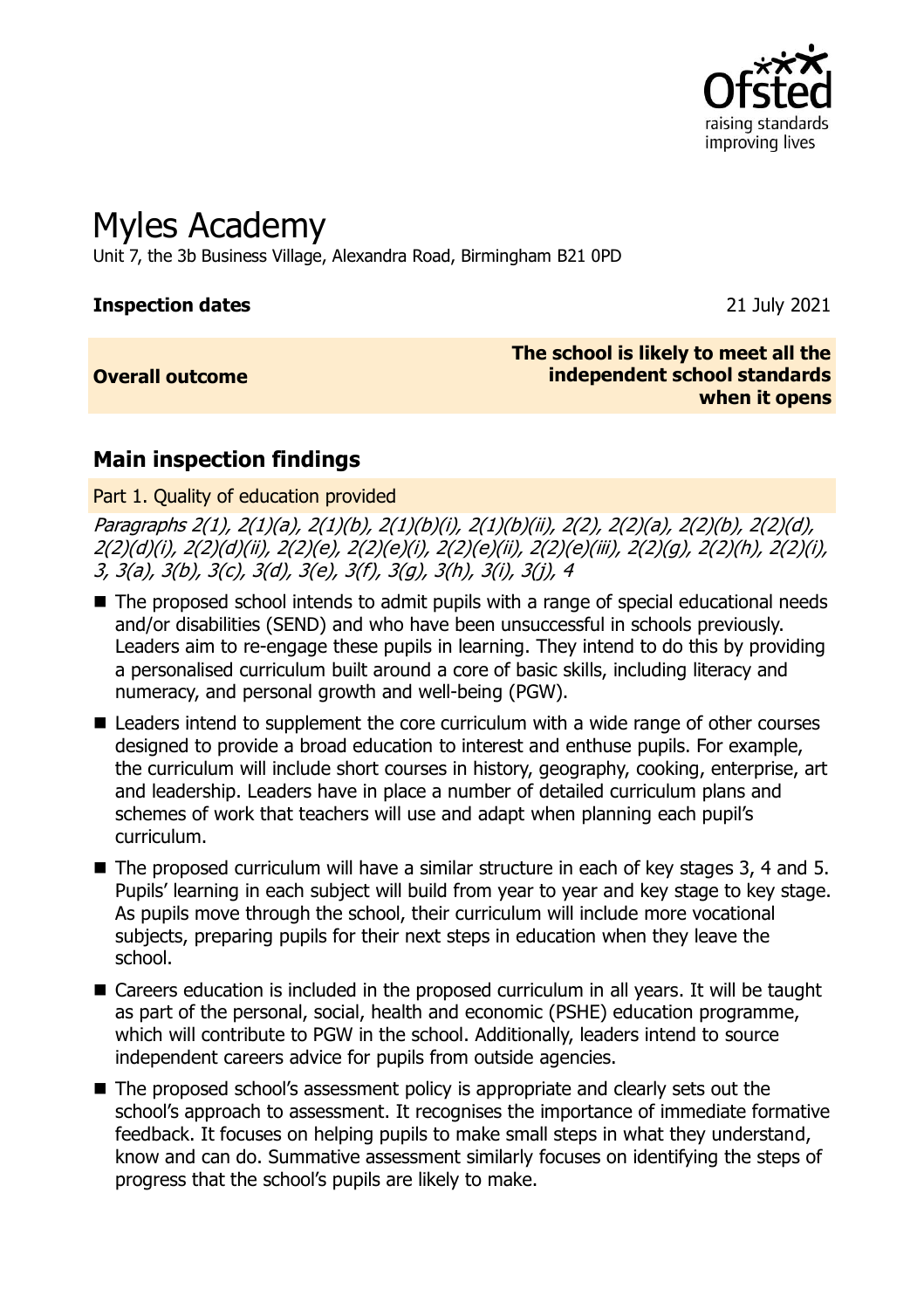# Myles Academy

Unit 7, the 3b Business Village, Alexandra Road, Birmingham B21 0PD

**Inspection dates** 21 July 2021

| **Overall outcome** | **The school is likely to meet all the independent school standards when it opens** |
|---|---|

## Main inspection findings

### Part 1. Quality of education provided

*Paragraphs 2(1), 2(1)(a), 2(1)(b), 2(1)(b)(i), 2(1)(b)(ii), 2(2), 2(2)(a), 2(2)(b), 2(2)(d), 2(2)(d)(i), 2(2)(d)(ii), 2(2)(e), 2(2)(e)(i), 2(2)(e)(ii), 2(2)(e)(iii), 2(2)(g), 2(2)(h), 2(2)(i), 3, 3(a), 3(b), 3(c), 3(d), 3(e), 3(f), 3(g), 3(h), 3(i), 3(j), 4*

- The proposed school intends to admit pupils with a range of special educational needs and/or disabilities (SEND) and who have been unsuccessful in schools previously. Leaders aim to re-engage these pupils in learning. They intend to do this by providing a personalised curriculum built around a core of basic skills, including literacy and numeracy, and personal growth and well-being (PGW).
- Leaders intend to supplement the core curriculum with a wide range of other courses designed to provide a broad education to interest and enthuse pupils. For example, the curriculum will include short courses in history, geography, cooking, enterprise, art and leadership. Leaders have in place a number of detailed curriculum plans and schemes of work that teachers will use and adapt when planning each pupil's curriculum.
- The proposed curriculum will have a similar structure in each of key stages 3, 4 and 5. Pupils' learning in each subject will build from year to year and key stage to key stage. As pupils move through the school, their curriculum will include more vocational subjects, preparing pupils for their next steps in education when they leave the school.
- Careers education is included in the proposed curriculum in all years. It will be taught as part of the personal, social, health and economic (PSHE) education programme, which will contribute to PGW in the school. Additionally, leaders intend to source independent careers advice for pupils from outside agencies.
- The proposed school's assessment policy is appropriate and clearly sets out the school's approach to assessment. It recognises the importance of immediate formative feedback. It focuses on helping pupils to make small steps in what they understand, know and can do. Summative assessment similarly focuses on identifying the steps of progress that the school's pupils are likely to make.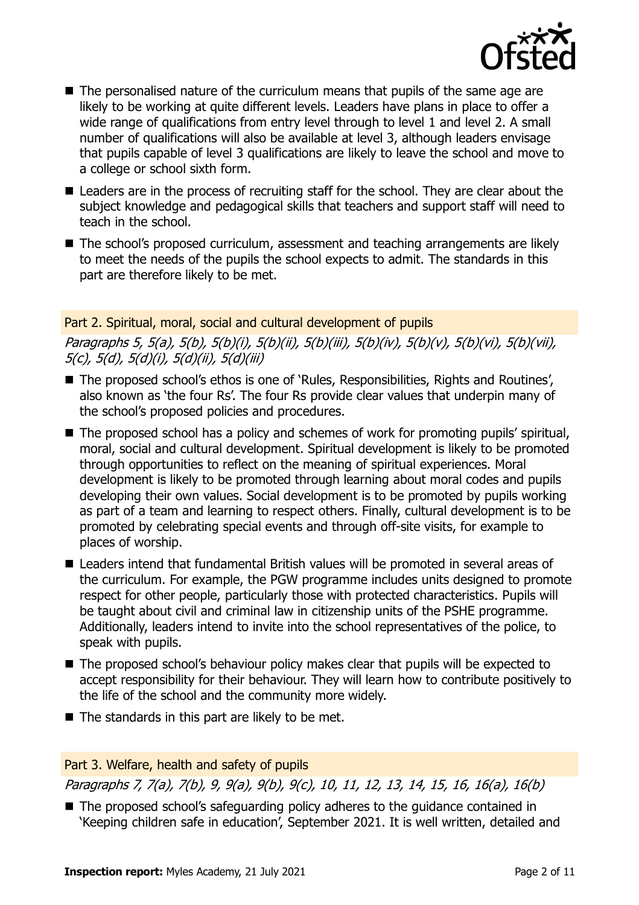- The personalised nature of the curriculum means that pupils of the same age are likely to be working at quite different levels. Leaders have plans in place to offer a wide range of qualifications from entry level through to level 1 and level 2. A small number of qualifications will also be available at level 3, although leaders envisage that pupils capable of level 3 qualifications are likely to leave the school and move to a college or school sixth form.
- Leaders are in the process of recruiting staff for the school. They are clear about the subject knowledge and pedagogical skills that teachers and support staff will need to teach in the school.
- The school's proposed curriculum, assessment and teaching arrangements are likely to meet the needs of the pupils the school expects to admit. The standards in this part are therefore likely to be met.

## Part 2. Spiritual, moral, social and cultural development of pupils

*Paragraphs 5, 5(a), 5(b), 5(b)(i), 5(b)(ii), 5(b)(iii), 5(b)(iv), 5(b)(v), 5(b)(vi), 5(b)(vii), 5(c), 5(d), 5(d)(i), 5(d)(ii), 5(d)(iii)*

- The proposed school's ethos is one of 'Rules, Responsibilities, Rights and Routines', also known as 'the four Rs'. The four Rs provide clear values that underpin many of the school's proposed policies and procedures.
- The proposed school has a policy and schemes of work for promoting pupils' spiritual, moral, social and cultural development. Spiritual development is likely to be promoted through opportunities to reflect on the meaning of spiritual experiences. Moral development is likely to be promoted through learning about moral codes and pupils developing their own values. Social development is to be promoted by pupils working as part of a team and learning to respect others. Finally, cultural development is to be promoted by celebrating special events and through off-site visits, for example to places of worship.
- Leaders intend that fundamental British values will be promoted in several areas of the curriculum. For example, the PGW programme includes units designed to promote respect for other people, particularly those with protected characteristics. Pupils will be taught about civil and criminal law in citizenship units of the PSHE programme. Additionally, leaders intend to invite into the school representatives of the police, to speak with pupils.
- The proposed school's behaviour policy makes clear that pupils will be expected to accept responsibility for their behaviour. They will learn how to contribute positively to the life of the school and the community more widely.
- The standards in this part are likely to be met.

## Part 3. Welfare, health and safety of pupils

*Paragraphs 7, 7(a), 7(b), 9, 9(a), 9(b), 9(c), 10, 11, 12, 13, 14, 15, 16, 16(a), 16(b)*

- The proposed school's safeguarding policy adheres to the guidance contained in 'Keeping children safe in education', September 2021. It is well written, detailed and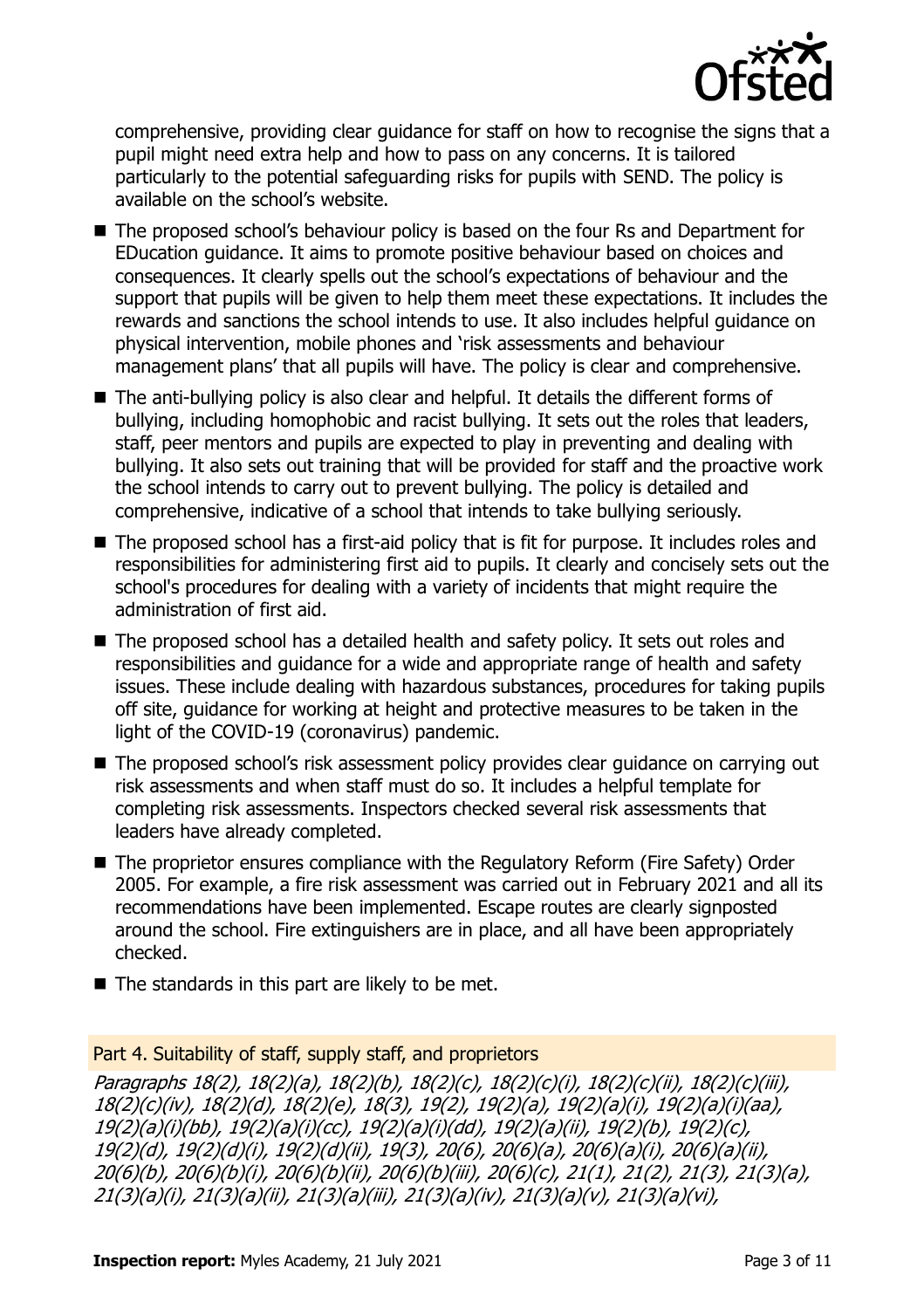comprehensive, providing clear guidance for staff on how to recognise the signs that a pupil might need extra help and how to pass on any concerns. It is tailored particularly to the potential safeguarding risks for pupils with SEND. The policy is available on the school's website.

- The proposed school's behaviour policy is based on the four Rs and Department for EDucation guidance. It aims to promote positive behaviour based on choices and consequences. It clearly spells out the school's expectations of behaviour and the support that pupils will be given to help them meet these expectations. It includes the rewards and sanctions the school intends to use. It also includes helpful guidance on physical intervention, mobile phones and 'risk assessments and behaviour management plans' that all pupils will have. The policy is clear and comprehensive.
- The anti-bullying policy is also clear and helpful. It details the different forms of bullying, including homophobic and racist bullying. It sets out the roles that leaders, staff, peer mentors and pupils are expected to play in preventing and dealing with bullying. It also sets out training that will be provided for staff and the proactive work the school intends to carry out to prevent bullying. The policy is detailed and comprehensive, indicative of a school that intends to take bullying seriously.
- The proposed school has a first-aid policy that is fit for purpose. It includes roles and responsibilities for administering first aid to pupils. It clearly and concisely sets out the school's procedures for dealing with a variety of incidents that might require the administration of first aid.
- The proposed school has a detailed health and safety policy. It sets out roles and responsibilities and guidance for a wide and appropriate range of health and safety issues. These include dealing with hazardous substances, procedures for taking pupils off site, guidance for working at height and protective measures to be taken in the light of the COVID-19 (coronavirus) pandemic.
- The proposed school's risk assessment policy provides clear guidance on carrying out risk assessments and when staff must do so. It includes a helpful template for completing risk assessments. Inspectors checked several risk assessments that leaders have already completed.
- The proprietor ensures compliance with the Regulatory Reform (Fire Safety) Order 2005. For example, a fire risk assessment was carried out in February 2021 and all its recommendations have been implemented. Escape routes are clearly signposted around the school. Fire extinguishers are in place, and all have been appropriately checked.
- The standards in this part are likely to be met.

## Part 4. Suitability of staff, supply staff, and proprietors

*Paragraphs 18(2), 18(2)(a), 18(2)(b), 18(2)(c), 18(2)(c)(i), 18(2)(c)(ii), 18(2)(c)(iii), 18(2)(c)(iv), 18(2)(d), 18(2)(e), 18(3), 19(2), 19(2)(a), 19(2)(a)(i), 19(2)(a)(i)(aa), 19(2)(a)(i)(bb), 19(2)(a)(i)(cc), 19(2)(a)(i)(dd), 19(2)(a)(ii), 19(2)(b), 19(2)(c), 19(2)(d), 19(2)(d)(i), 19(2)(d)(ii), 19(3), 20(6), 20(6)(a), 20(6)(a)(i), 20(6)(a)(ii), 20(6)(b), 20(6)(b)(i), 20(6)(b)(ii), 20(6)(b)(iii), 20(6)(c), 21(1), 21(2), 21(3), 21(3)(a), 21(3)(a)(i), 21(3)(a)(ii), 21(3)(a)(iii), 21(3)(a)(iv), 21(3)(a)(v), 21(3)(a)(vi),*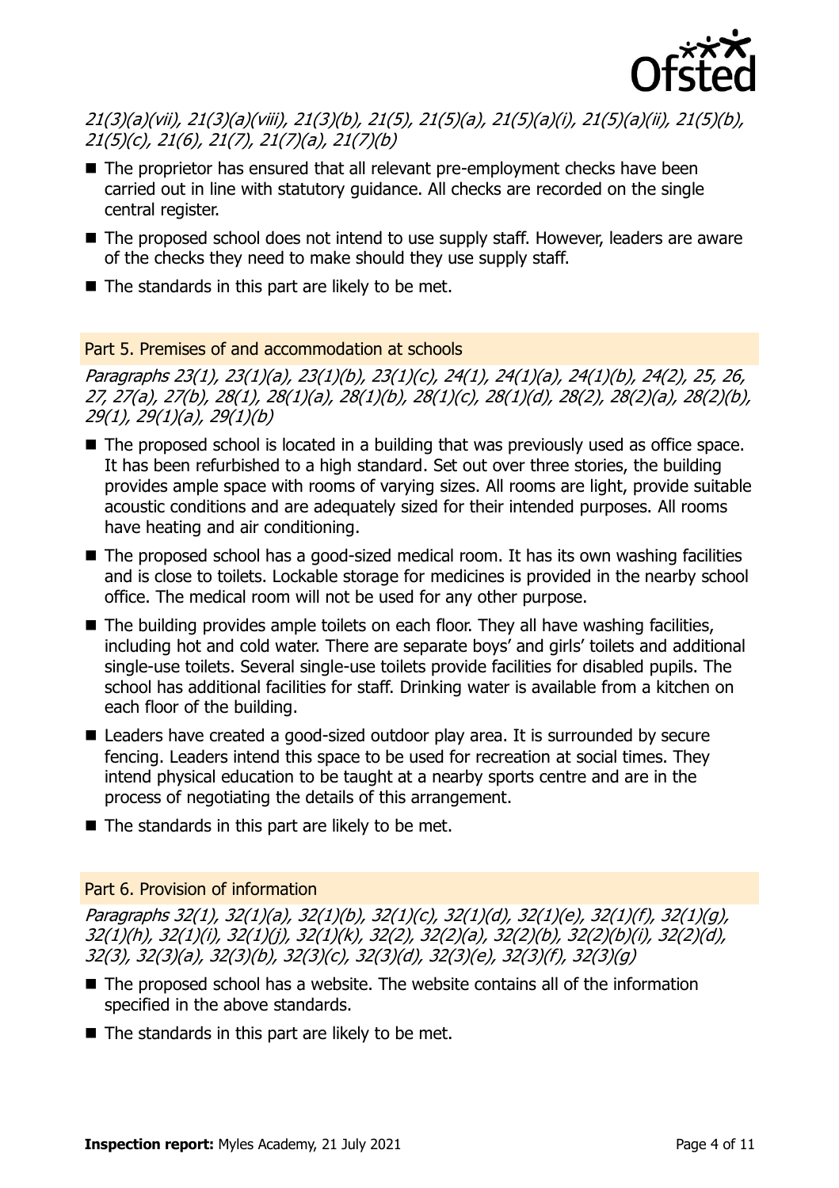*21(3)(a)(vii), 21(3)(a)(viii), 21(3)(b), 21(5), 21(5)(a), 21(5)(a)(i), 21(5)(a)(ii), 21(5)(b), 21(5)(c), 21(6), 21(7), 21(7)(a), 21(7)(b)*

- The proprietor has ensured that all relevant pre-employment checks have been carried out in line with statutory guidance. All checks are recorded on the single central register.
- The proposed school does not intend to use supply staff. However, leaders are aware of the checks they need to make should they use supply staff.
- The standards in this part are likely to be met.

## Part 5. Premises of and accommodation at schools

*Paragraphs 23(1), 23(1)(a), 23(1)(b), 23(1)(c), 24(1), 24(1)(a), 24(1)(b), 24(2), 25, 26, 27, 27(a), 27(b), 28(1), 28(1)(a), 28(1)(b), 28(1)(c), 28(1)(d), 28(2), 28(2)(a), 28(2)(b), 29(1), 29(1)(a), 29(1)(b)*

- The proposed school is located in a building that was previously used as office space. It has been refurbished to a high standard. Set out over three stories, the building provides ample space with rooms of varying sizes. All rooms are light, provide suitable acoustic conditions and are adequately sized for their intended purposes. All rooms have heating and air conditioning.
- The proposed school has a good-sized medical room. It has its own washing facilities and is close to toilets. Lockable storage for medicines is provided in the nearby school office. The medical room will not be used for any other purpose.
- The building provides ample toilets on each floor. They all have washing facilities, including hot and cold water. There are separate boys' and girls' toilets and additional single-use toilets. Several single-use toilets provide facilities for disabled pupils. The school has additional facilities for staff. Drinking water is available from a kitchen on each floor of the building.
- Leaders have created a good-sized outdoor play area. It is surrounded by secure fencing. Leaders intend this space to be used for recreation at social times. They intend physical education to be taught at a nearby sports centre and are in the process of negotiating the details of this arrangement.
- The standards in this part are likely to be met.

## Part 6. Provision of information

*Paragraphs 32(1), 32(1)(a), 32(1)(b), 32(1)(c), 32(1)(d), 32(1)(e), 32(1)(f), 32(1)(g), 32(1)(h), 32(1)(i), 32(1)(j), 32(1)(k), 32(2), 32(2)(a), 32(2)(b), 32(2)(b)(i), 32(2)(d), 32(3), 32(3)(a), 32(3)(b), 32(3)(c), 32(3)(d), 32(3)(e), 32(3)(f), 32(3)(g)*

- The proposed school has a website. The website contains all of the information specified in the above standards.
- The standards in this part are likely to be met.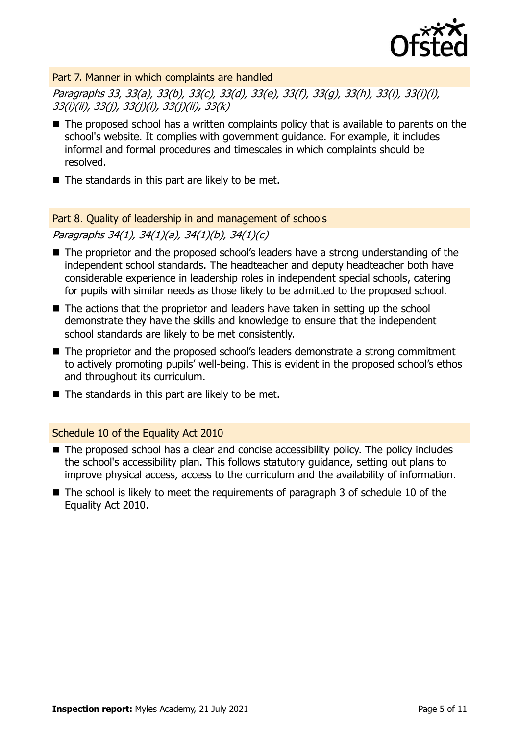### Part 7. Manner in which complaints are handled

*Paragraphs 33, 33(a), 33(b), 33(c), 33(d), 33(e), 33(f), 33(g), 33(h), 33(i), 33(i)(i), 33(i)(ii), 33(j), 33(j)(i), 33(j)(ii), 33(k)*

- The proposed school has a written complaints policy that is available to parents on the school's website. It complies with government guidance. For example, it includes informal and formal procedures and timescales in which complaints should be resolved.
- The standards in this part are likely to be met.

### Part 8. Quality of leadership in and management of schools

*Paragraphs 34(1), 34(1)(a), 34(1)(b), 34(1)(c)*

- The proprietor and the proposed school's leaders have a strong understanding of the independent school standards. The headteacher and deputy headteacher both have considerable experience in leadership roles in independent special schools, catering for pupils with similar needs as those likely to be admitted to the proposed school.
- The actions that the proprietor and leaders have taken in setting up the school demonstrate they have the skills and knowledge to ensure that the independent school standards are likely to be met consistently.
- The proprietor and the proposed school's leaders demonstrate a strong commitment to actively promoting pupils' well-being. This is evident in the proposed school's ethos and throughout its curriculum.
- The standards in this part are likely to be met.

### Schedule 10 of the Equality Act 2010

- The proposed school has a clear and concise accessibility policy. The policy includes the school's accessibility plan. This follows statutory guidance, setting out plans to improve physical access, access to the curriculum and the availability of information.
- The school is likely to meet the requirements of paragraph 3 of schedule 10 of the Equality Act 2010.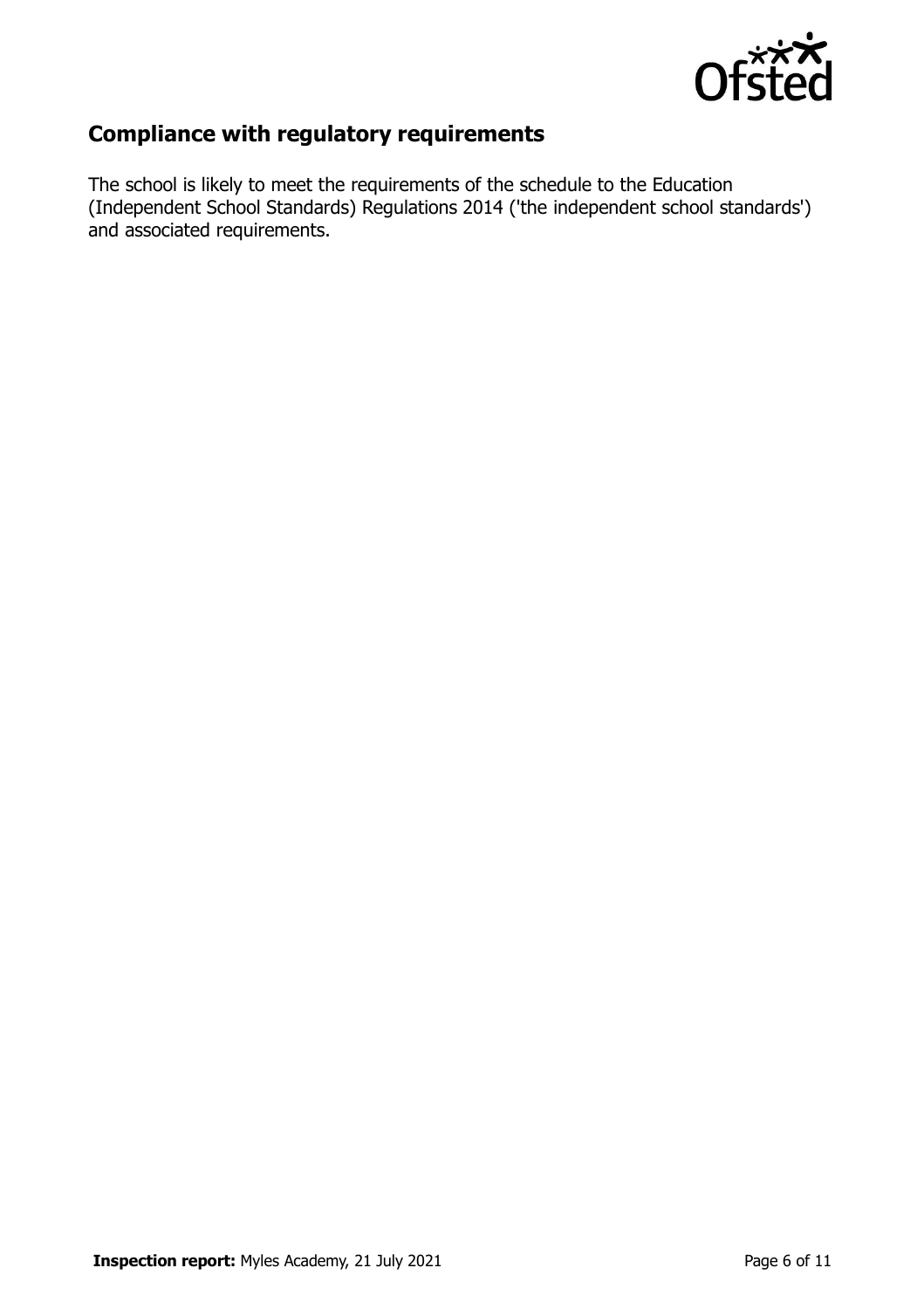## Compliance with regulatory requirements

The school is likely to meet the requirements of the schedule to the Education (Independent School Standards) Regulations 2014 ('the independent school standards') and associated requirements.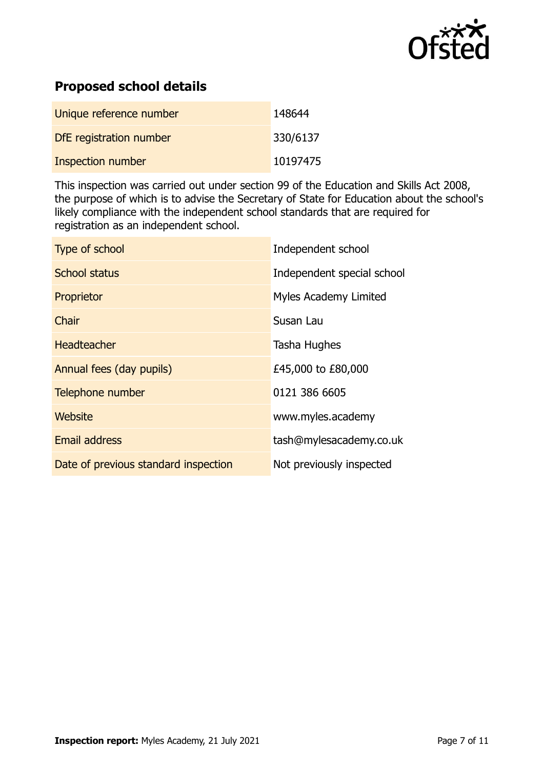## Proposed school details

| | |
|---|---|
| Unique reference number | 148644 |
| DfE registration number | 330/6137 |
| Inspection number | 10197475 |

This inspection was carried out under section 99 of the Education and Skills Act 2008, the purpose of which is to advise the Secretary of State for Education about the school's likely compliance with the independent school standards that are required for registration as an independent school.

| | |
|---|---|
| Type of school | Independent school |
| School status | Independent special school |
| Proprietor | Myles Academy Limited |
| Chair | Susan Lau |
| Headteacher | Tasha Hughes |
| Annual fees (day pupils) | £45,000 to £80,000 |
| Telephone number | 0121 386 6605 |
| Website | www.myles.academy |
| Email address | tash@mylesacademy.co.uk |
| Date of previous standard inspection | Not previously inspected |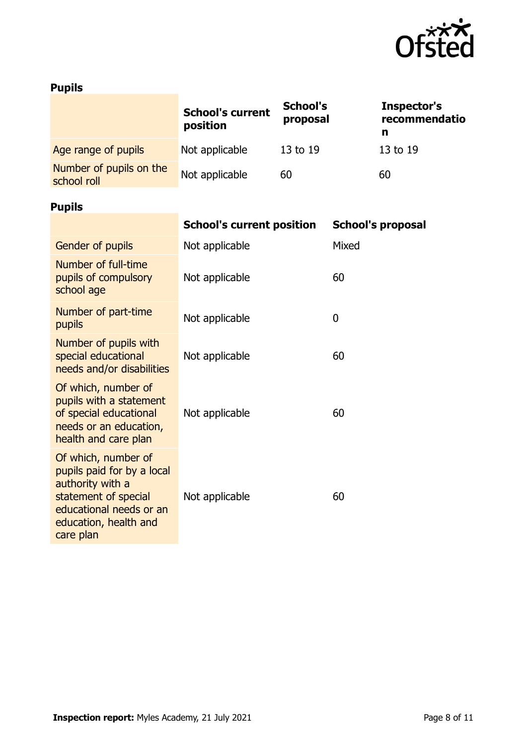**Pupils**

| | School's current position | School's proposal | Inspector's recommendation |
|---|---|---|---|
| Age range of pupils | Not applicable | 13 to 19 | 13 to 19 |
| Number of pupils on the school roll | Not applicable | 60 | 60 |

**Pupils**

| | School's current position | School's proposal |
|---|---|---|
| Gender of pupils | Not applicable | Mixed |
| Number of full-time pupils of compulsory school age | Not applicable | 60 |
| Number of part-time pupils | Not applicable | 0 |
| Number of pupils with special educational needs and/or disabilities | Not applicable | 60 |
| Of which, number of pupils with a statement of special educational needs or an education, health and care plan | Not applicable | 60 |
| Of which, number of pupils paid for by a local authority with a statement special educational needs or an education, health and care plan | Not applicable | 60 |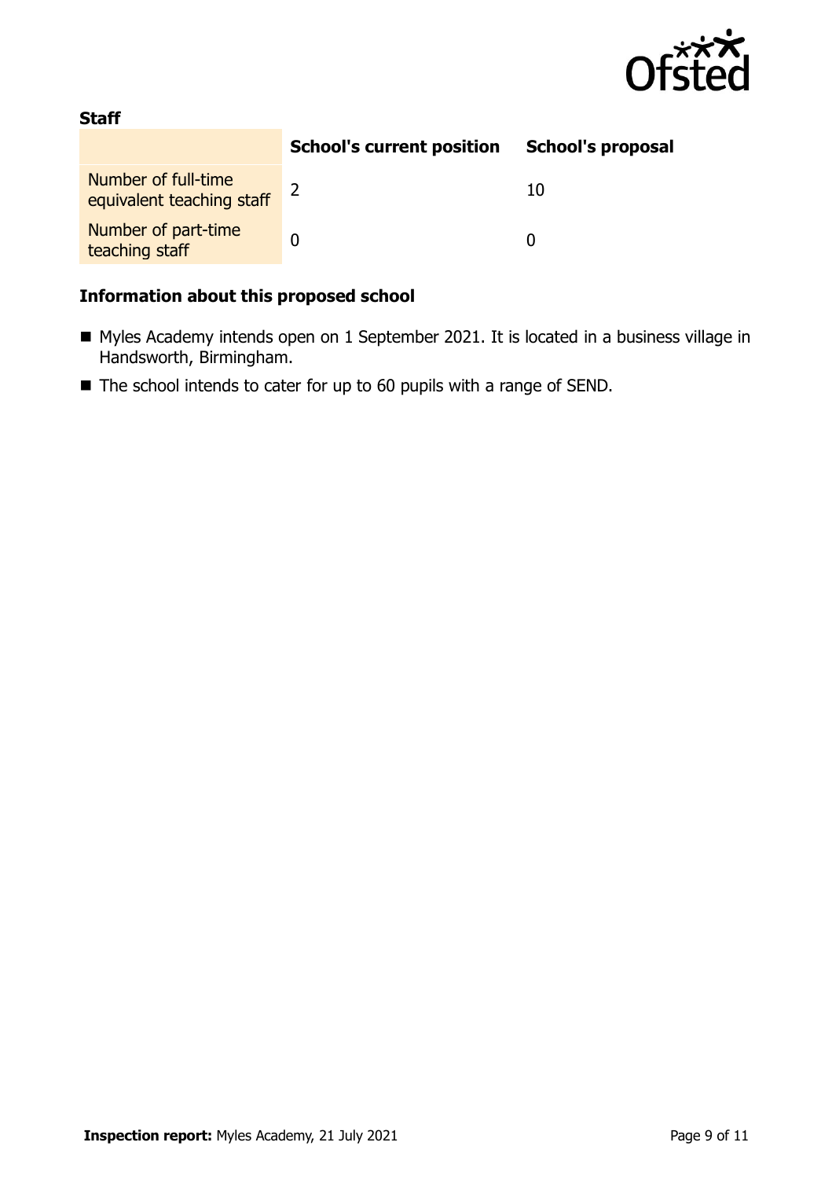**Staff**

| | School's current position | School's proposal |
|---|---|---|
| Number of full-time equivalent teaching staff | 2 | 10 |
| Number of part-time teaching staff | 0 | 0 |

### Information about this proposed school

- Myles Academy intends open on 1 September 2021. It is located in a business village in Handsworth, Birmingham.
- The school intends to cater for up to 60 pupils with a range of SEND.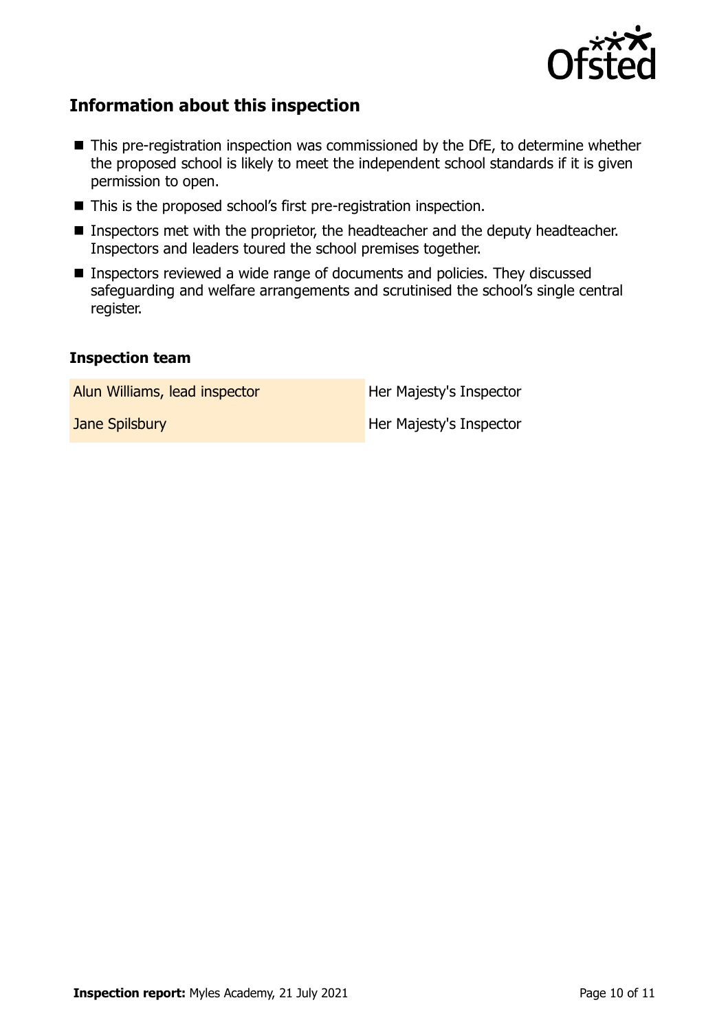## Information about this inspection

- This pre-registration inspection was commissioned by the DfE, to determine whether the proposed school is likely to meet the independent school standards if it is given permission to open.
- This is the proposed school's first pre-registration inspection.
- Inspectors met with the proprietor, the headteacher and the deputy headteacher. Inspectors and leaders toured the school premises together.
- Inspectors reviewed a wide range of documents and policies. They discussed safeguarding and welfare arrangements and scrutinised the school's single central register.

### Inspection team

| | |
|---|---|
| Alun Williams, lead inspector | Her Majesty's Inspector |
| Jane Spilsbury | Her Majesty's Inspector |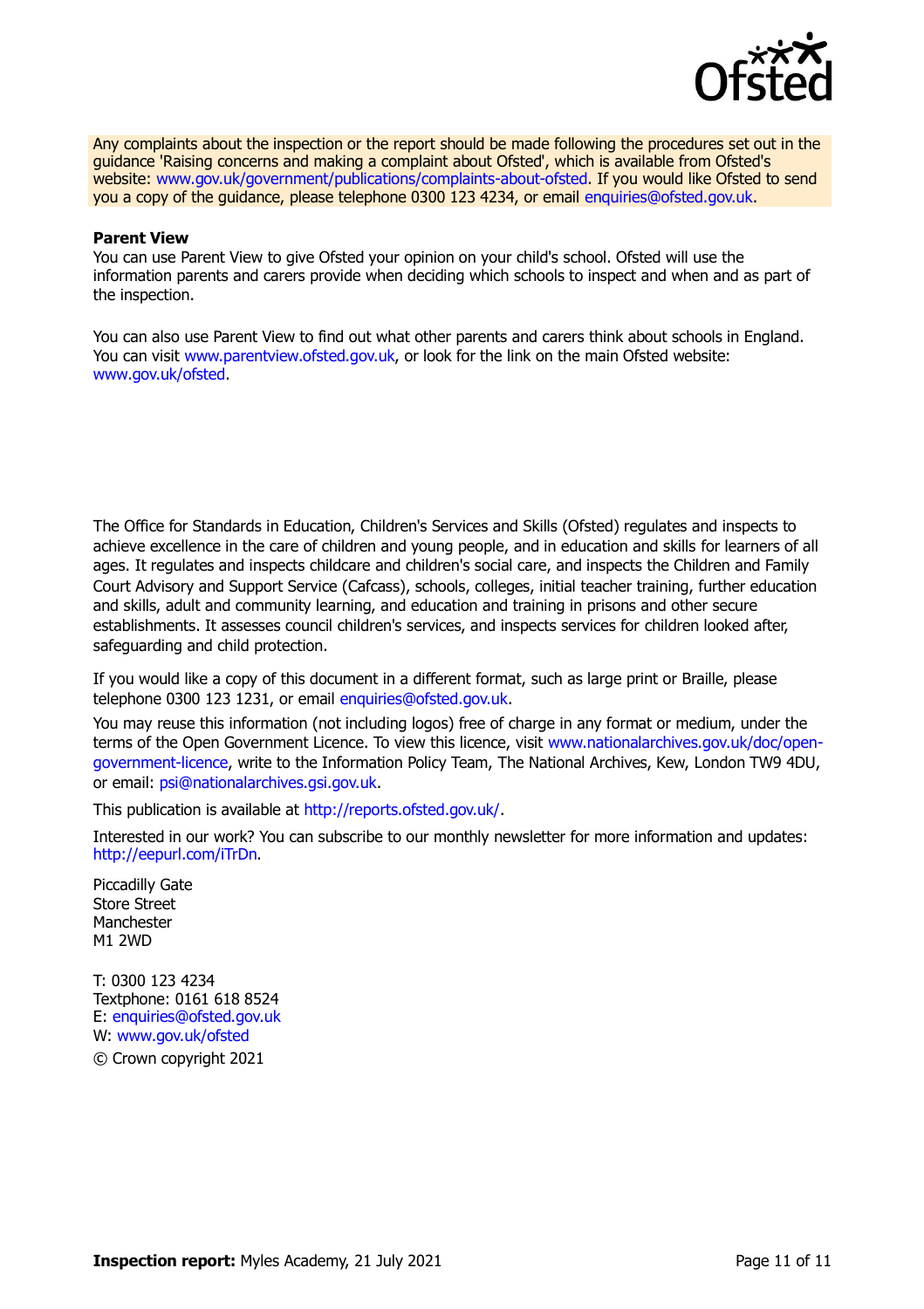Any complaints about the inspection or the report should be made following the procedures set out in the guidance 'Raising concerns and making a complaint about Ofsted', which is available from Ofsted's website: www.gov.uk/government/publications/complaints-about-ofsted. If you would like Ofsted to send you a copy of the guidance, please telephone 0300 123 4234, or email enquiries@ofsted.gov.uk.

**Parent View**

You can use Parent View to give Ofsted your opinion on your child's school. Ofsted will use the information parents and carers provide when deciding which schools to inspect and when and as part of the inspection.

You can also use Parent View to find out what other parents and carers think about schools in England. You can visit www.parentview.ofsted.gov.uk, or look for the link on the main Ofsted website: www.gov.uk/ofsted.

The Office for Standards in Education, Children's Services and Skills (Ofsted) regulates and inspects to achieve excellence in the care of children and young people, and in education and skills for learners of all ages. It regulates and inspects childcare and children's social care, and inspects the Children and Family Court Advisory and Support Service (Cafcass), schools, colleges, initial teacher training, further education and skills, adult and community learning, and education and training in prisons and other secure establishments. It assesses council children's services, and inspects services for children looked after, safeguarding and child protection.

If you would like a copy of this document in a different format, such as large print or Braille, please telephone 0300 123 1231, or email enquiries@ofsted.gov.uk.

You may reuse this information (not including logos) free of charge in any format or medium, under the terms of the Open Government Licence. To view this licence, visit www.nationalarchives.gov.uk/doc/open-government-licence, write to the Information Policy Team, The National Archives, Kew, London TW9 4DU, or email: psi@nationalarchives.gsi.gov.uk.

This publication is available at http://reports.ofsted.gov.uk/.

Interested in our work? You can subscribe to our monthly newsletter for more information and updates: http://eepurl.com/iTrDn.

Piccadilly Gate
Store Street
Manchester
M1 2WD

T: 0300 123 4234
Textphone: 0161 618 8524
E: enquiries@ofsted.gov.uk
W: www.gov.uk/ofsted

© Crown copyright 2021